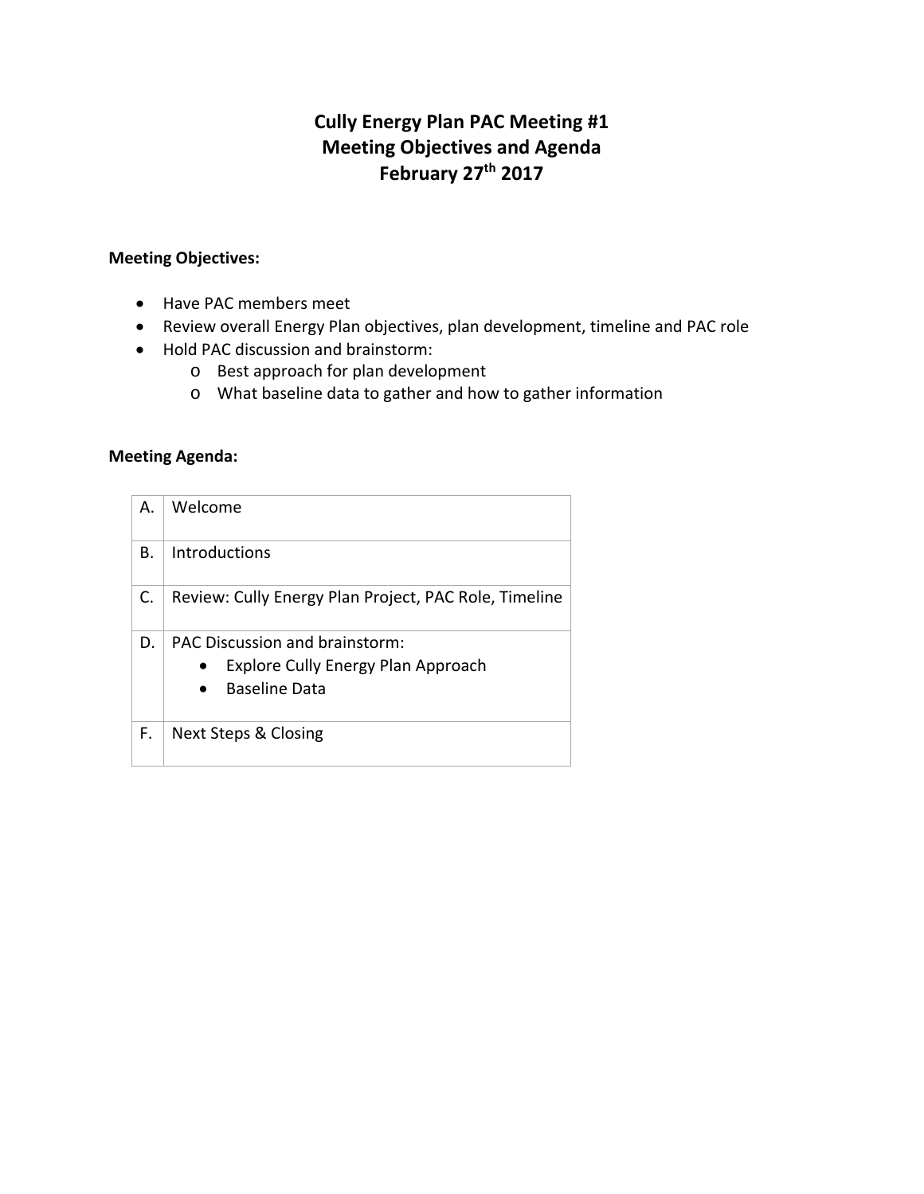# Cully Energy Plan PAC Meeting #1
# Meeting Objectives and Agenda
# February 27th 2017

**Meeting Objectives:**

- Have PAC members meet
- Review overall Energy Plan objectives, plan development, timeline and PAC role
- Hold PAC discussion and brainstorm:
  - Best approach for plan development
  - What baseline data to gather and how to gather information

**Meeting Agenda:**

| | |
|---|---|
| A. | Welcome |
| B. | Introductions |
| C. | Review: Cully Energy Plan Project, PAC Role, Timeline |
| D. | PAC Discussion and brainstorm:<br>• Explore Cully Energy Plan Approach<br>• Baseline Data |
| F. | Next Steps & Closing |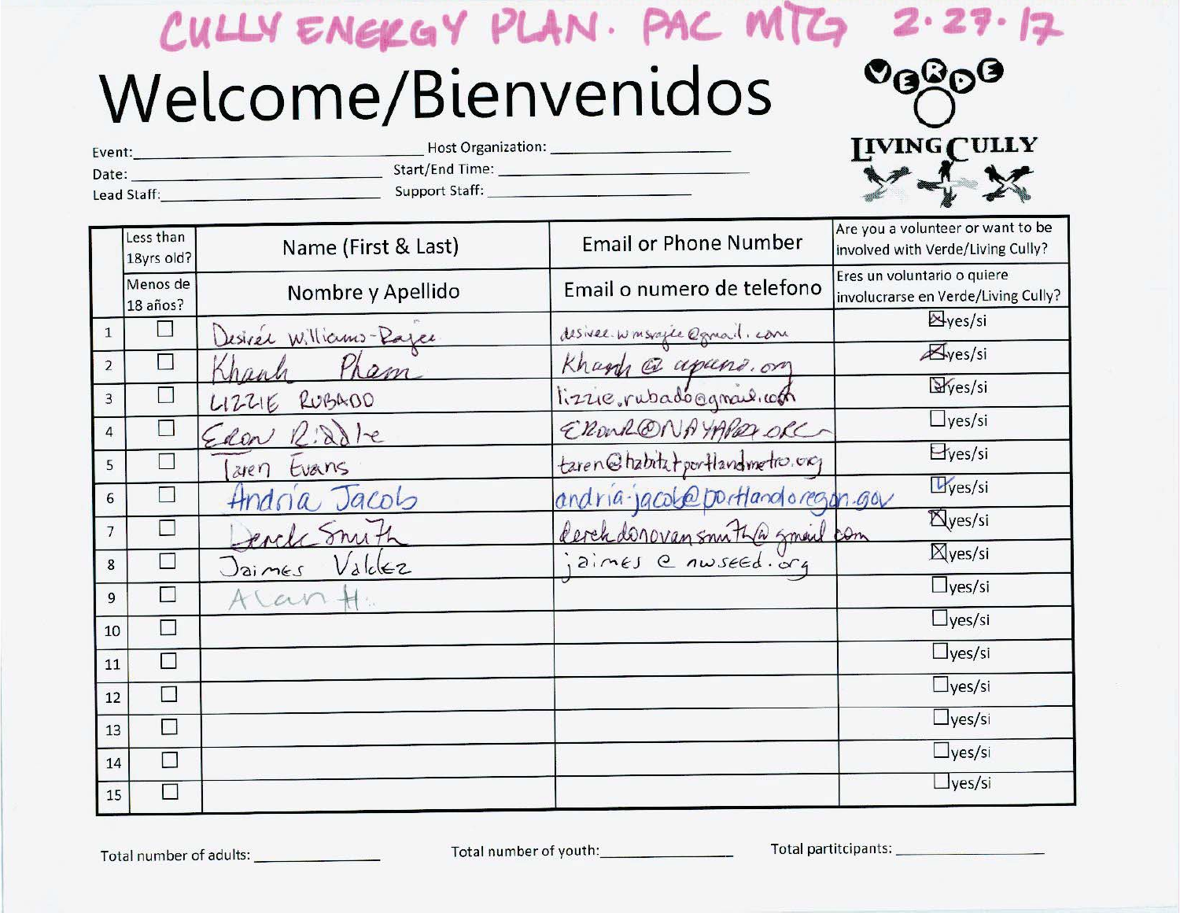CULLY ENERGY PLAN. PAC MTG 2.27.17

# Welcome/Bienvenidos

VERDE
LIVING CULLY

Event: ______________________ Host Organization: ______________________

Date: ______________________ Start/End Time: ______________________

Lead Staff: ______________________ Support Staff: ______________________

| | Less than 18yrs old? / Menos de 18 años? | Name (First & Last) / Nombre y Apellido | Email or Phone Number / Email o numero de telefono | Are you a volunteer or want to be involved with Verde/Living Cully? / Eres un voluntario o quiere involucrarse en Verde/Living Cully? |
|---|---|---|---|---|
| 1 | ☐ | Desiree Williams-Rajee | desiree.wmsrajee@gmail.com | ☒ yes/si |
| 2 | ☐ | Khanh Pham | Khanh@apano.org | ☒ yes/si |
| 3 | ☐ | LIZZIE RUBADO | lizzie.rubado@gmail.com | ☒ yes/si |
| 4 | ☐ | Eron Riddle | ERonR@NAYAPDX.ORG | ☐ yes/si |
| 5 | ☐ | Taren Evans | taren@habitatportlandmetro.org | ☒ yes/si |
| 6 | ☐ | Andria Jacob | andria.jacob@portlandoregon.gov | ☒ yes/si |
| 7 | ☐ | Derek Smith | derekdonovansmith@gmail.com | ☒ yes/si |
| 8 | ☐ | Jaimes Valdez | jaimes@nwseed.org | ☒ yes/si |
| 9 | ☐ | Alan H. | | ☐ yes/si |
| 10 | ☐ | | | ☐ yes/si |
| 11 | ☐ | | | ☐ yes/si |
| 12 | ☐ | | | ☐ yes/si |
| 13 | ☐ | | | ☐ yes/si |
| 14 | ☐ | | | ☐ yes/si |
| 15 | ☐ | | | ☐ yes/si |

Total number of adults: ____________ Total number of youth: ____________ Total partitcipants: ____________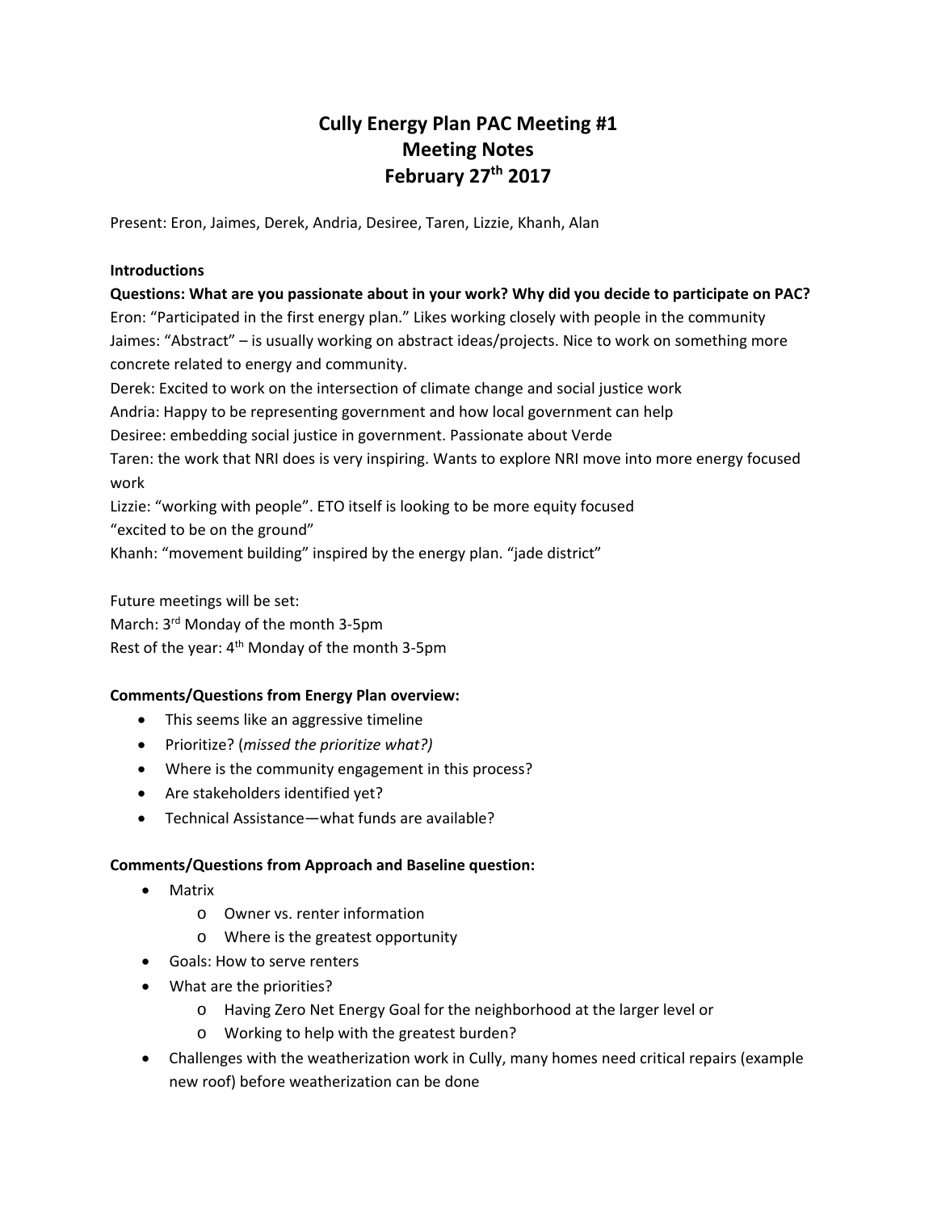# Cully Energy Plan PAC Meeting #1
# Meeting Notes
# February 27th 2017

Present: Eron, Jaimes, Derek, Andria, Desiree, Taren, Lizzie, Khanh, Alan

**Introductions**

**Questions: What are you passionate about in your work? Why did you decide to participate on PAC?**

Eron: "Participated in the first energy plan." Likes working closely with people in the community

Jaimes: "Abstract" – is usually working on abstract ideas/projects. Nice to work on something more concrete related to energy and community.

Derek: Excited to work on the intersection of climate change and social justice work

Andria: Happy to be representing government and how local government can help

Desiree: embedding social justice in government. Passionate about Verde

Taren: the work that NRI does is very inspiring. Wants to explore NRI move into more energy focused work

Lizzie: "working with people". ETO itself is looking to be more equity focused "excited to be on the ground"

Khanh: "movement building" inspired by the energy plan. "jade district"

Future meetings will be set:
March: 3rd Monday of the month 3-5pm
Rest of the year: 4th Monday of the month 3-5pm

**Comments/Questions from Energy Plan overview:**

- This seems like an aggressive timeline
- Prioritize? (*missed the prioritize what?)*
- Where is the community engagement in this process?
- Are stakeholders identified yet?
- Technical Assistance—what funds are available?

**Comments/Questions from Approach and Baseline question:**

- Matrix
    - Owner vs. renter information
    - Where is the greatest opportunity
- Goals: How to serve renters
- What are the priorities?
    - Having Zero Net Energy Goal for the neighborhood at the larger level or
    - Working to help with the greatest burden?
- Challenges with the weatherization work in Cully, many homes need critical repairs (example new roof) before weatherization can be done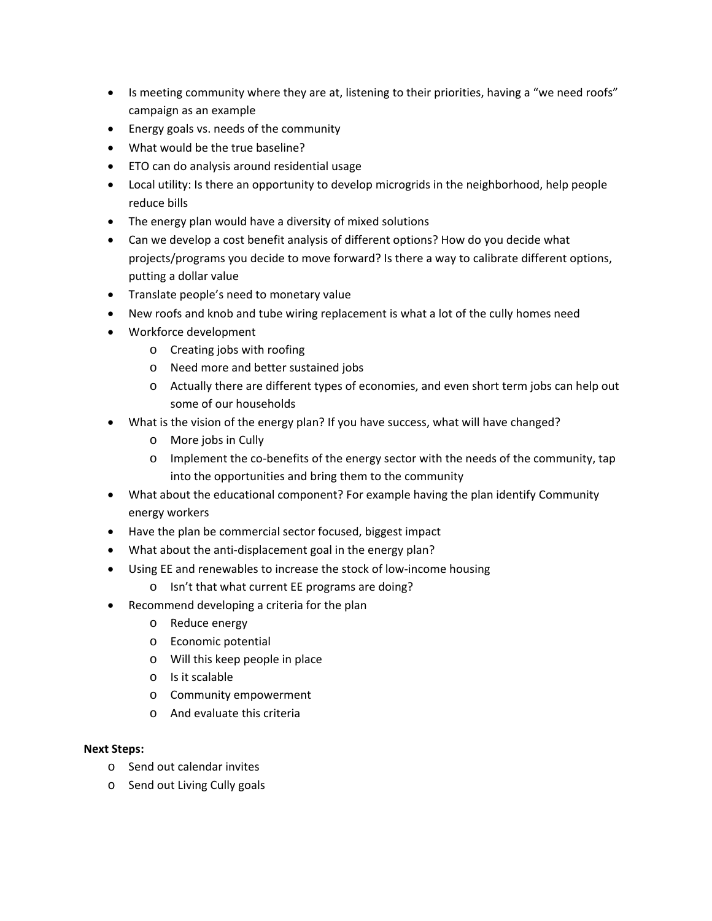- Is meeting community where they are at, listening to their priorities, having a "we need roofs" campaign as an example
- Energy goals vs. needs of the community
- What would be the true baseline?
- ETO can do analysis around residential usage
- Local utility: Is there an opportunity to develop microgrids in the neighborhood, help people reduce bills
- The energy plan would have a diversity of mixed solutions
- Can we develop a cost benefit analysis of different options? How do you decide what projects/programs you decide to move forward? Is there a way to calibrate different options, putting a dollar value
- Translate people's need to monetary value
- New roofs and knob and tube wiring replacement is what a lot of the cully homes need
- Workforce development
  - Creating jobs with roofing
  - Need more and better sustained jobs
  - Actually there are different types of economies, and even short term jobs can help out some of our households
- What is the vision of the energy plan? If you have success, what will have changed?
  - More jobs in Cully
  - Implement the co-benefits of the energy sector with the needs of the community, tap into the opportunities and bring them to the community
- What about the educational component? For example having the plan identify Community energy workers
- Have the plan be commercial sector focused, biggest impact
- What about the anti-displacement goal in the energy plan?
- Using EE and renewables to increase the stock of low-income housing
  - Isn't that what current EE programs are doing?
- Recommend developing a criteria for the plan
  - Reduce energy
  - Economic potential
  - Will this keep people in place
  - Is it scalable
  - Community empowerment
  - And evaluate this criteria

**Next Steps:**

- Send out calendar invites
- Send out Living Cully goals